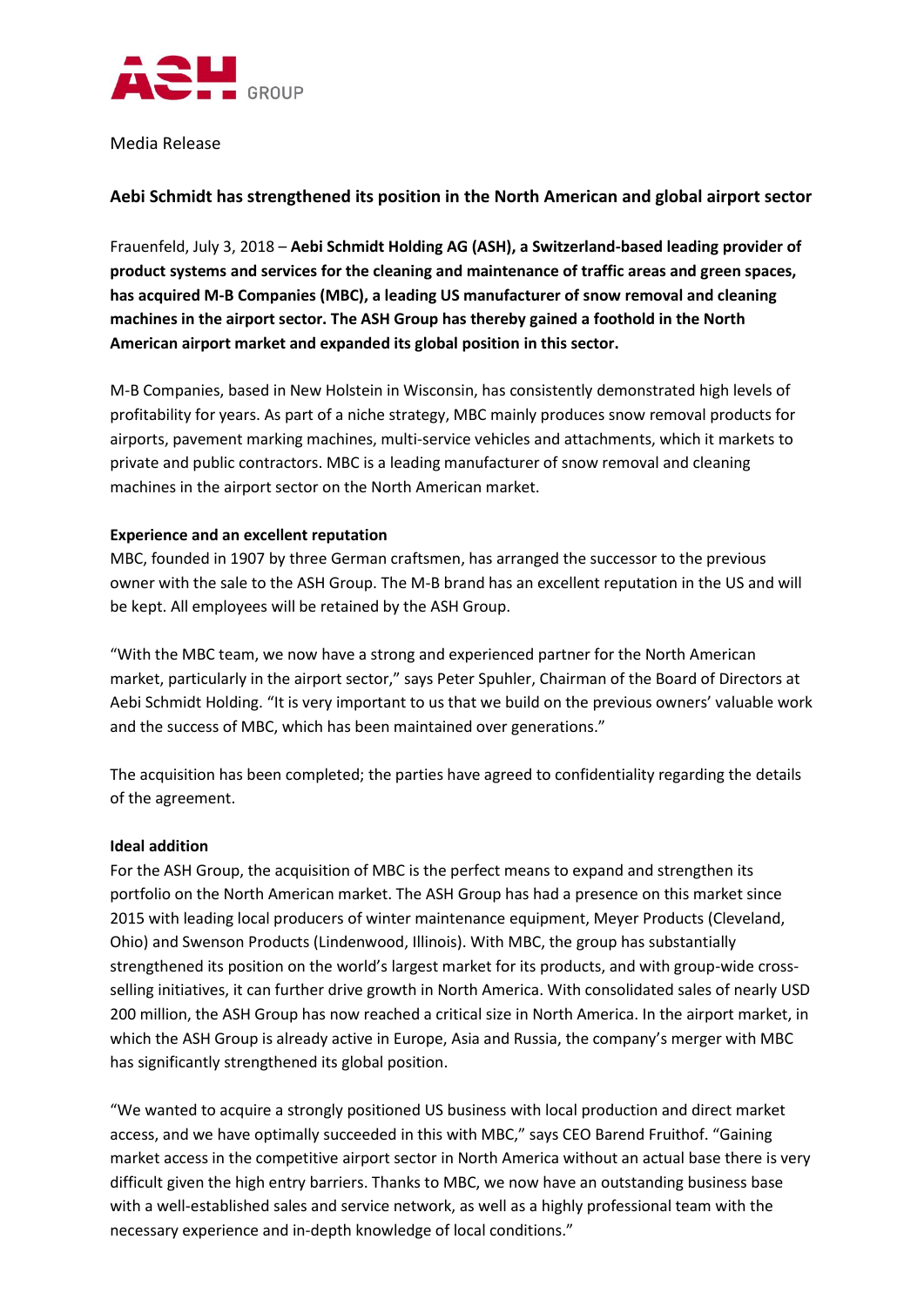ASH GROUP

Media Release

## Aebi Schmidt has strengthened its position in the North American and global airport sector

Frauenfeld, July 3, 2018 – **Aebi Schmidt Holding AG (ASH), a Switzerland-based leading provider of product systems and services for the cleaning and maintenance of traffic areas and green spaces, has acquired M-B Companies (MBC), a leading US manufacturer of snow removal and cleaning machines in the airport sector. The ASH Group has thereby gained a foothold in the North American airport market and expanded its global position in this sector.**

M-B Companies, based in New Holstein in Wisconsin, has consistently demonstrated high levels of profitability for years. As part of a niche strategy, MBC mainly produces snow removal products for airports, pavement marking machines, multi-service vehicles and attachments, which it markets to private and public contractors. MBC is a leading manufacturer of snow removal and cleaning machines in the airport sector on the North American market.

**Experience and an excellent reputation**

MBC, founded in 1907 by three German craftsmen, has arranged the successor to the previous owner with the sale to the ASH Group. The M-B brand has an excellent reputation in the US and will be kept. All employees will be retained by the ASH Group.

"With the MBC team, we now have a strong and experienced partner for the North American market, particularly in the airport sector," says Peter Spuhler, Chairman of the Board of Directors at Aebi Schmidt Holding. "It is very important to us that we build on the previous owners' valuable work and the success of MBC, which has been maintained over generations."

The acquisition has been completed; the parties have agreed to confidentiality regarding the details of the agreement.

**Ideal addition**

For the ASH Group, the acquisition of MBC is the perfect means to expand and strengthen its portfolio on the North American market. The ASH Group has had a presence on this market since 2015 with leading local producers of winter maintenance equipment, Meyer Products (Cleveland, Ohio) and Swenson Products (Lindenwood, Illinois). With MBC, the group has substantially strengthened its position on the world's largest market for its products, and with group-wide cross-selling initiatives, it can further drive growth in North America. With consolidated sales of nearly USD 200 million, the ASH Group has now reached a critical size in North America. In the airport market, in which the ASH Group is already active in Europe, Asia and Russia, the company's merger with MBC has significantly strengthened its global position.

"We wanted to acquire a strongly positioned US business with local production and direct market access, and we have optimally succeeded in this with MBC," says CEO Barend Fruithof. "Gaining market access in the competitive airport sector in North America without an actual base there is very difficult given the high entry barriers. Thanks to MBC, we now have an outstanding business base with a well-established sales and service network, as well as a highly professional team with the necessary experience and in-depth knowledge of local conditions."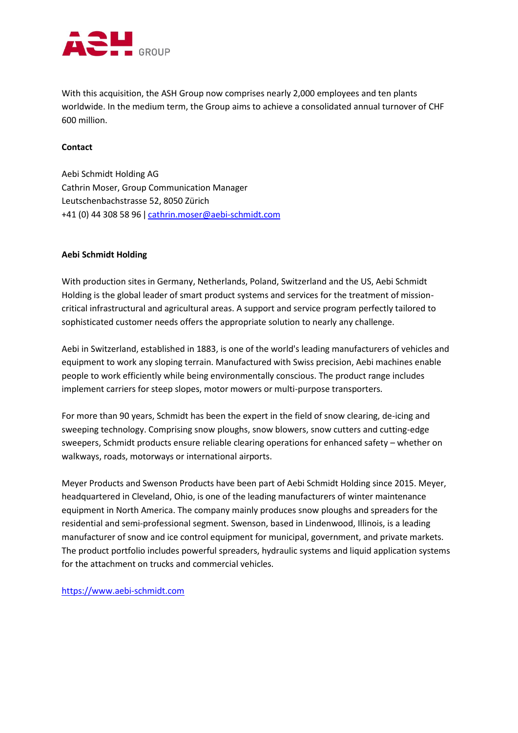With this acquisition, the ASH Group now comprises nearly 2,000 employees and ten plants worldwide. In the medium term, the Group aims to achieve a consolidated annual turnover of CHF 600 million.

**Contact**

Aebi Schmidt Holding AG
Cathrin Moser, Group Communication Manager
Leutschenbachstrasse 52, 8050 Zürich
+41 (0) 44 308 58 96 | cathrin.moser@aebi-schmidt.com

**Aebi Schmidt Holding**

With production sites in Germany, Netherlands, Poland, Switzerland and the US, Aebi Schmidt Holding is the global leader of smart product systems and services for the treatment of mission-critical infrastructural and agricultural areas. A support and service program perfectly tailored to sophisticated customer needs offers the appropriate solution to nearly any challenge.

Aebi in Switzerland, established in 1883, is one of the world's leading manufacturers of vehicles and equipment to work any sloping terrain. Manufactured with Swiss precision, Aebi machines enable people to work efficiently while being environmentally conscious. The product range includes implement carriers for steep slopes, motor mowers or multi-purpose transporters.

For more than 90 years, Schmidt has been the expert in the field of snow clearing, de-icing and sweeping technology. Comprising snow ploughs, snow blowers, snow cutters and cutting-edge sweepers, Schmidt products ensure reliable clearing operations for enhanced safety – whether on walkways, roads, motorways or international airports.

Meyer Products and Swenson Products have been part of Aebi Schmidt Holding since 2015. Meyer, headquartered in Cleveland, Ohio, is one of the leading manufacturers of winter maintenance equipment in North America. The company mainly produces snow ploughs and spreaders for the residential and semi-professional segment. Swenson, based in Lindenwood, Illinois, is a leading manufacturer of snow and ice control equipment for municipal, government, and private markets. The product portfolio includes powerful spreaders, hydraulic systems and liquid application systems for the attachment on trucks and commercial vehicles.

https://www.aebi-schmidt.com